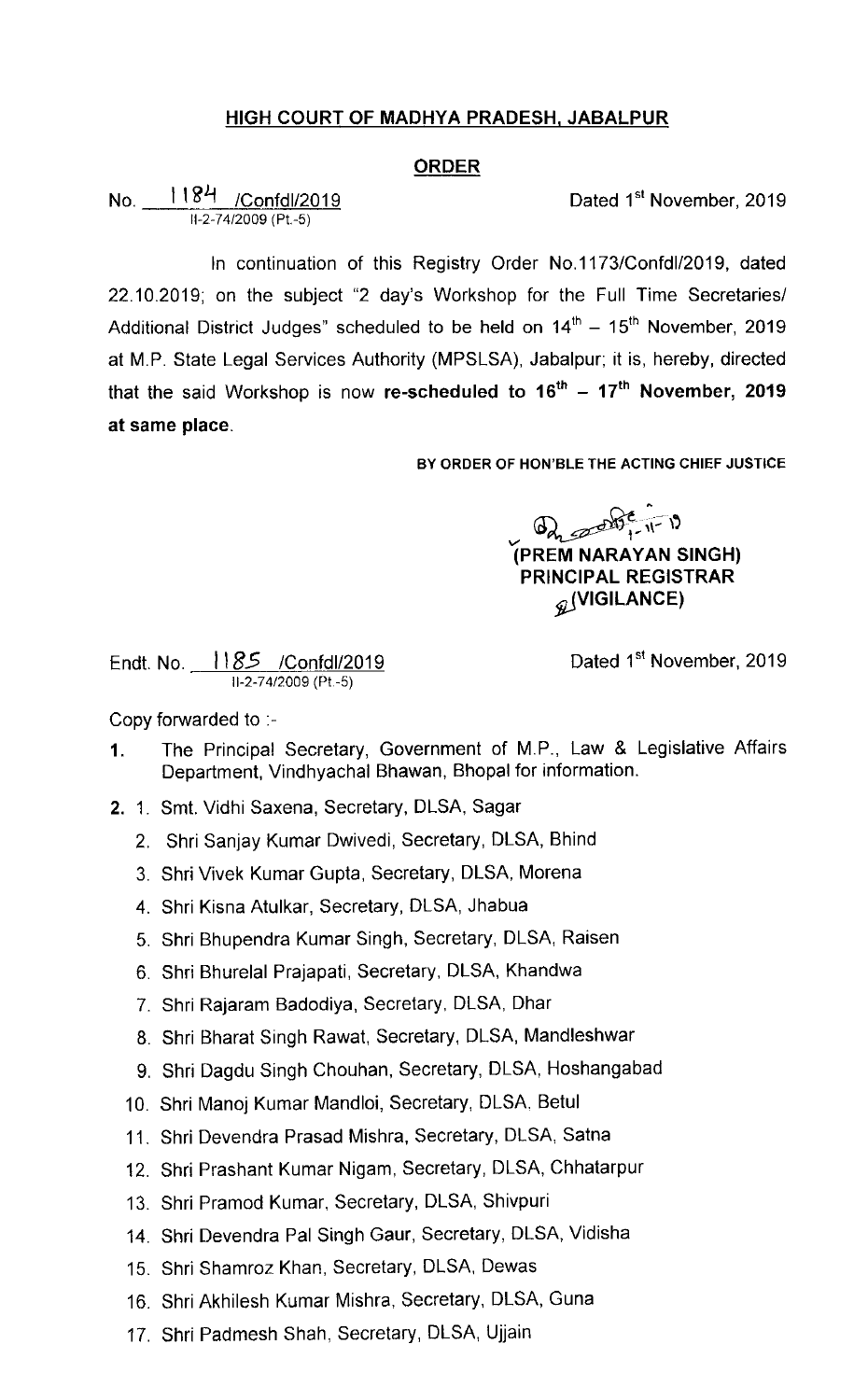## HIGH COURT OF MADHYA PRADESH, JABALPUR

### ORDER

No. 1184 /Confdl/2019 — Dated 1st November, 2019
II-2-74/2009 (Pt.-5)

In continuation of this Registry Order No.1173/Confdl/2019, dated 22.10.2019; on the subject "2 day's Workshop for the Full Time Secretaries/ Additional District Judges" scheduled to be held on 14th – 15th November, 2019 at M.P. State Legal Services Authority (MPSLSA), Jabalpur; it is, hereby, directed that the said Workshop is now **re-scheduled to 16th – 17th November, 2019 at same place**.

**BY ORDER OF HON'BLE THE ACTING CHIEF JUSTICE**

**(PREM NARAYAN SINGH)**
**PRINCIPAL REGISTRAR**
**(VIGILANCE)**

Endt. No. 1185 /Confdl/2019 — Dated 1st November, 2019
II-2-74/2009 (Pt.-5)

Copy forwarded to :-

1. The Principal Secretary, Government of M.P., Law & Legislative Affairs Department, Vindhyachal Bhawan, Bhopal for information.
2. 1. Smt. Vidhi Saxena, Secretary, DLSA, Sagar
   2. Shri Sanjay Kumar Dwivedi, Secretary, DLSA, Bhind
   3. Shri Vivek Kumar Gupta, Secretary, DLSA, Morena
   4. Shri Kisna Atulkar, Secretary, DLSA, Jhabua
   5. Shri Bhupendra Kumar Singh, Secretary, DLSA, Raisen
   6. Shri Bhurelal Prajapati, Secretary, DLSA, Khandwa
   7. Shri Rajaram Badodiya, Secretary, DLSA, Dhar
   8. Shri Bharat Singh Rawat, Secretary, DLSA, Mandleshwar
   9. Shri Dagdu Singh Chouhan, Secretary, DLSA, Hoshangabad
   10. Shri Manoj Kumar Mandloi, Secretary, DLSA, Betul
   11. Shri Devendra Prasad Mishra, Secretary, DLSA, Satna
   12. Shri Prashant Kumar Nigam, Secretary, DLSA, Chhatarpur
   13. Shri Pramod Kumar, Secretary, DLSA, Shivpuri
   14. Shri Devendra Pal Singh Gaur, Secretary, DLSA, Vidisha
   15. Shri Shamroz Khan, Secretary, DLSA, Dewas
   16. Shri Akhilesh Kumar Mishra, Secretary, DLSA, Guna
   17. Shri Padmesh Shah, Secretary, DLSA, Ujjain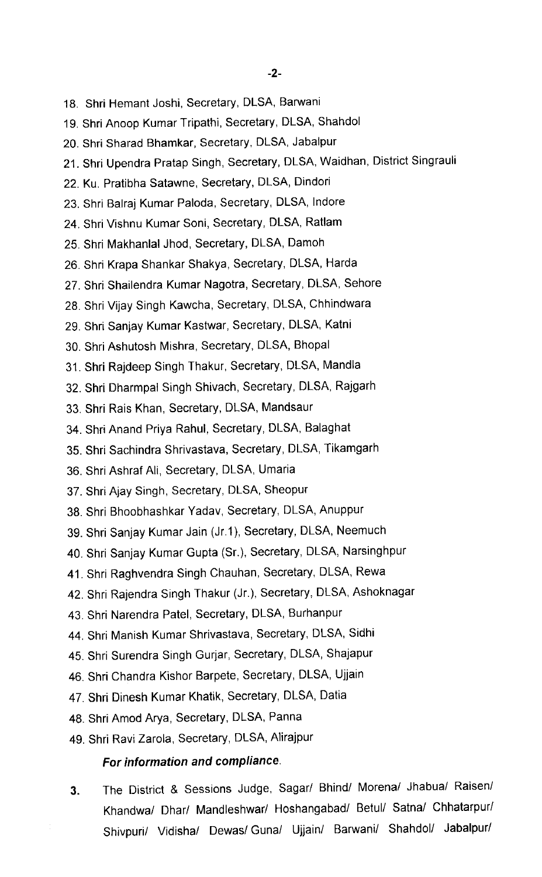18. Shri Hemant Joshi, Secretary, DLSA, Barwani
19. Shri Anoop Kumar Tripathi, Secretary, DLSA, Shahdol
20. Shri Sharad Bhamkar, Secretary, DLSA, Jabalpur
21. Shri Upendra Pratap Singh, Secretary, DLSA, Waidhan, District Singrauli
22. Ku. Pratibha Satawne, Secretary, DLSA, Dindori
23. Shri Balraj Kumar Paloda, Secretary, DLSA, Indore
24. Shri Vishnu Kumar Soni, Secretary, DLSA, Ratlam
25. Shri Makhanlal Jhod, Secretary, DLSA, Damoh
26. Shri Krapa Shankar Shakya, Secretary, DLSA, Harda
27. Shri Shailendra Kumar Nagotra, Secretary, DLSA, Sehore
28. Shri Vijay Singh Kawcha, Secretary, DLSA, Chhindwara
29. Shri Sanjay Kumar Kastwar, Secretary, DLSA, Katni
30. Shri Ashutosh Mishra, Secretary, DLSA, Bhopal
31. Shri Rajdeep Singh Thakur, Secretary, DLSA, Mandla
32. Shri Dharmpal Singh Shivach, Secretary, DLSA, Rajgarh
33. Shri Rais Khan, Secretary, DLSA, Mandsaur
34. Shri Anand Priya Rahul, Secretary, DLSA, Balaghat
35. Shri Sachindra Shrivastava, Secretary, DLSA, Tikamgarh
36. Shri Ashraf Ali, Secretary, DLSA, Umaria
37. Shri Ajay Singh, Secretary, DLSA, Sheopur
38. Shri Bhoobhashkar Yadav, Secretary, DLSA, Anuppur
39. Shri Sanjay Kumar Jain (Jr.1), Secretary, DLSA, Neemuch
40. Shri Sanjay Kumar Gupta (Sr.), Secretary, DLSA, Narsinghpur
41. Shri Raghvendra Singh Chauhan, Secretary, DLSA, Rewa
42. Shri Rajendra Singh Thakur (Jr.), Secretary, DLSA, Ashoknagar
43. Shri Narendra Patel, Secretary, DLSA, Burhanpur
44. Shri Manish Kumar Shrivastava, Secretary, DLSA, Sidhi
45. Shri Surendra Singh Gurjar, Secretary, DLSA, Shajapur
46. Shri Chandra Kishor Barpete, Secretary, DLSA, Ujjain
47. Shri Dinesh Kumar Khatik, Secretary, DLSA, Datia
48. Shri Amod Arya, Secretary, DLSA, Panna
49. Shri Ravi Zarola, Secretary, DLSA, Alirajpur

***For information and compliance.***

3. The District & Sessions Judge, Sagar/ Bhind/ Morena/ Jhabua/ Raisen/ Khandwa/ Dhar/ Mandleshwar/ Hoshangabad/ Betul/ Satna/ Chhatarpur/ Shivpuri/ Vidisha/ Dewas/ Guna/ Ujjain/ Barwani/ Shahdol/ Jabalpur/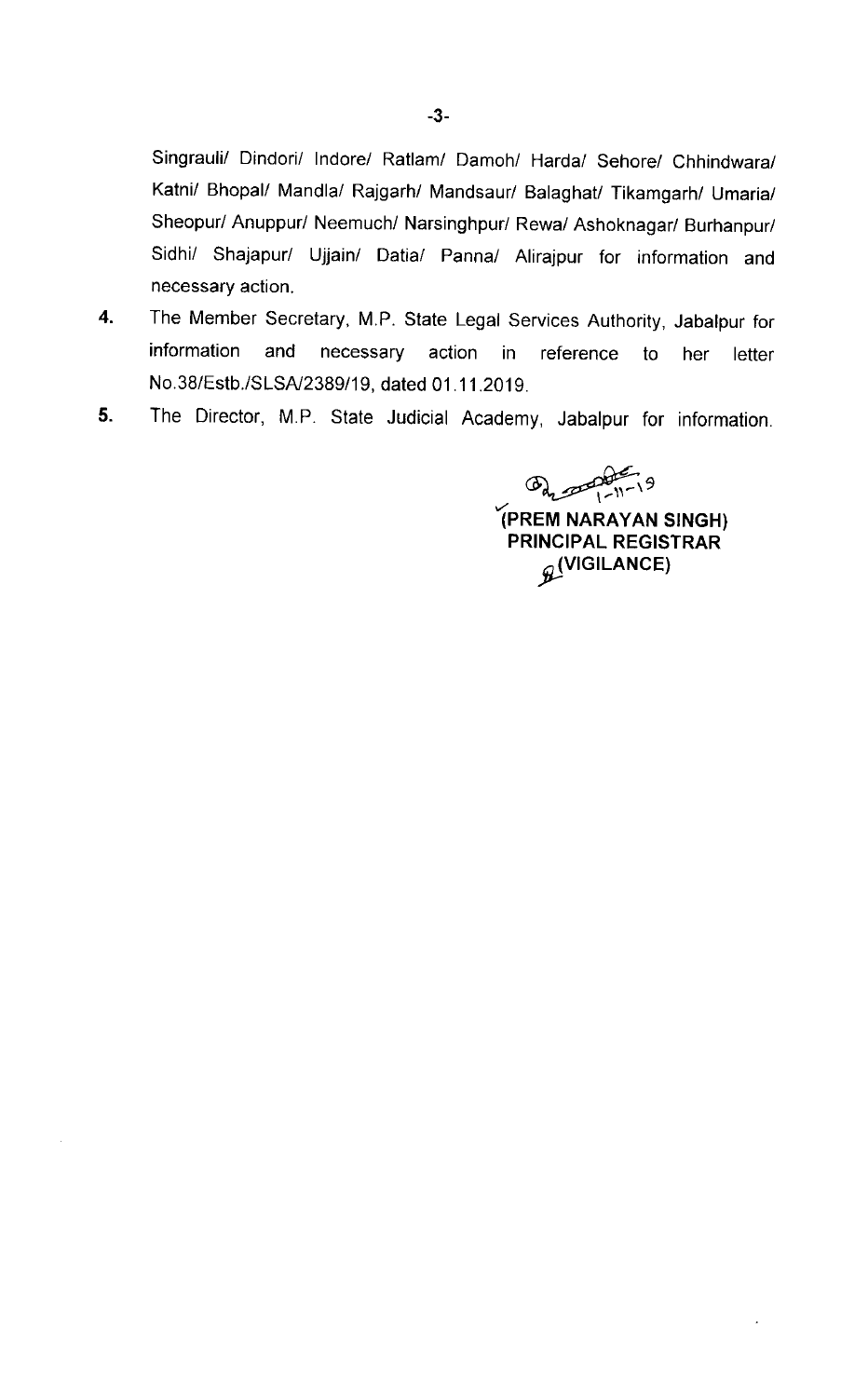Singrauli/ Dindori/ Indore/ Ratlam/ Damoh/ Harda/ Sehore/ Chhindwara/ Katni/ Bhopal/ Mandla/ Rajgarh/ Mandsaur/ Balaghat/ Tikamgarh/ Umaria/ Sheopur/ Anuppur/ Neemuch/ Narsinghpur/ Rewa/ Ashoknagar/ Burhanpur/ Sidhi/ Shajapur/ Ujjain/ Datia/ Panna/ Alirajpur for information and necessary action.

4. The Member Secretary, M.P. State Legal Services Authority, Jabalpur for information and necessary action in reference to her letter No.38/Estb./SLSA/2389/19, dated 01.11.2019.

5. The Director, M.P. State Judicial Academy, Jabalpur for information.

1-11-19

**(PREM NARAYAN SINGH)**
**PRINCIPAL REGISTRAR**
**(VIGILANCE)**